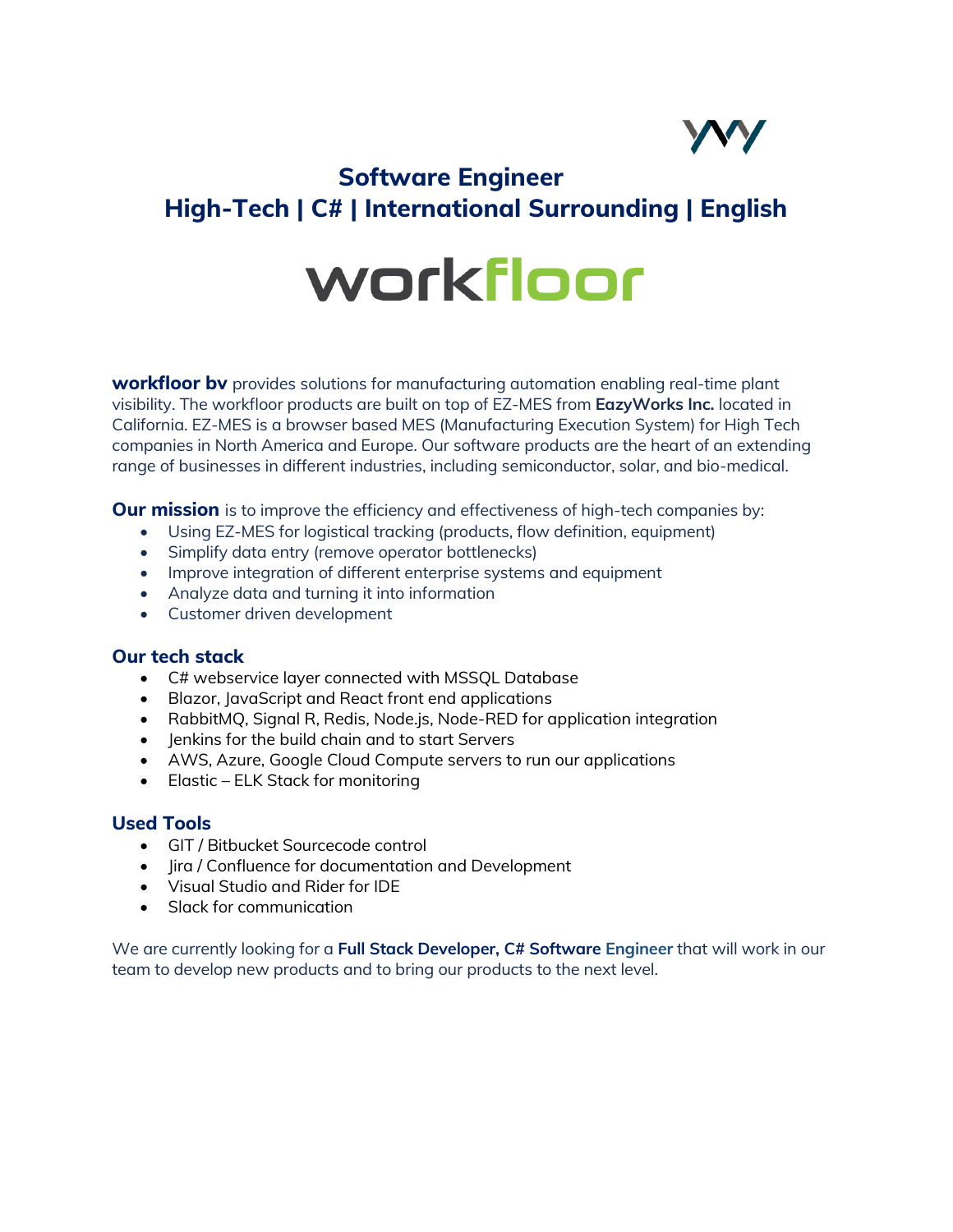# Software Engineer
## High-Tech | C# | International Surrounding | English

workfloor

**workfloor bv** provides solutions for manufacturing automation enabling real-time plant visibility. The workfloor products are built on top of EZ-MES from **EazyWorks Inc.** located in California. EZ-MES is a browser based MES (Manufacturing Execution System) for High Tech companies in North America and Europe. Our software products are the heart of an extending range of businesses in different industries, including semiconductor, solar, and bio-medical.

**Our mission** is to improve the efficiency and effectiveness of high-tech companies by:

- Using EZ-MES for logistical tracking (products, flow definition, equipment)
- Simplify data entry (remove operator bottlenecks)
- Improve integration of different enterprise systems and equipment
- Analyze data and turning it into information
- Customer driven development

### Our tech stack

- C# webservice layer connected with MSSQL Database
- Blazor, JavaScript and React front end applications
- RabbitMQ, Signal R, Redis, Node.js, Node-RED for application integration
- Jenkins for the build chain and to start Servers
- AWS, Azure, Google Cloud Compute servers to run our applications
- Elastic – ELK Stack for monitoring

### Used Tools

- GIT / Bitbucket Sourcecode control
- Jira / Confluence for documentation and Development
- Visual Studio and Rider for IDE
- Slack for communication

We are currently looking for a **Full Stack Developer, C# Software Engineer** that will work in our team to develop new products and to bring our products to the next level.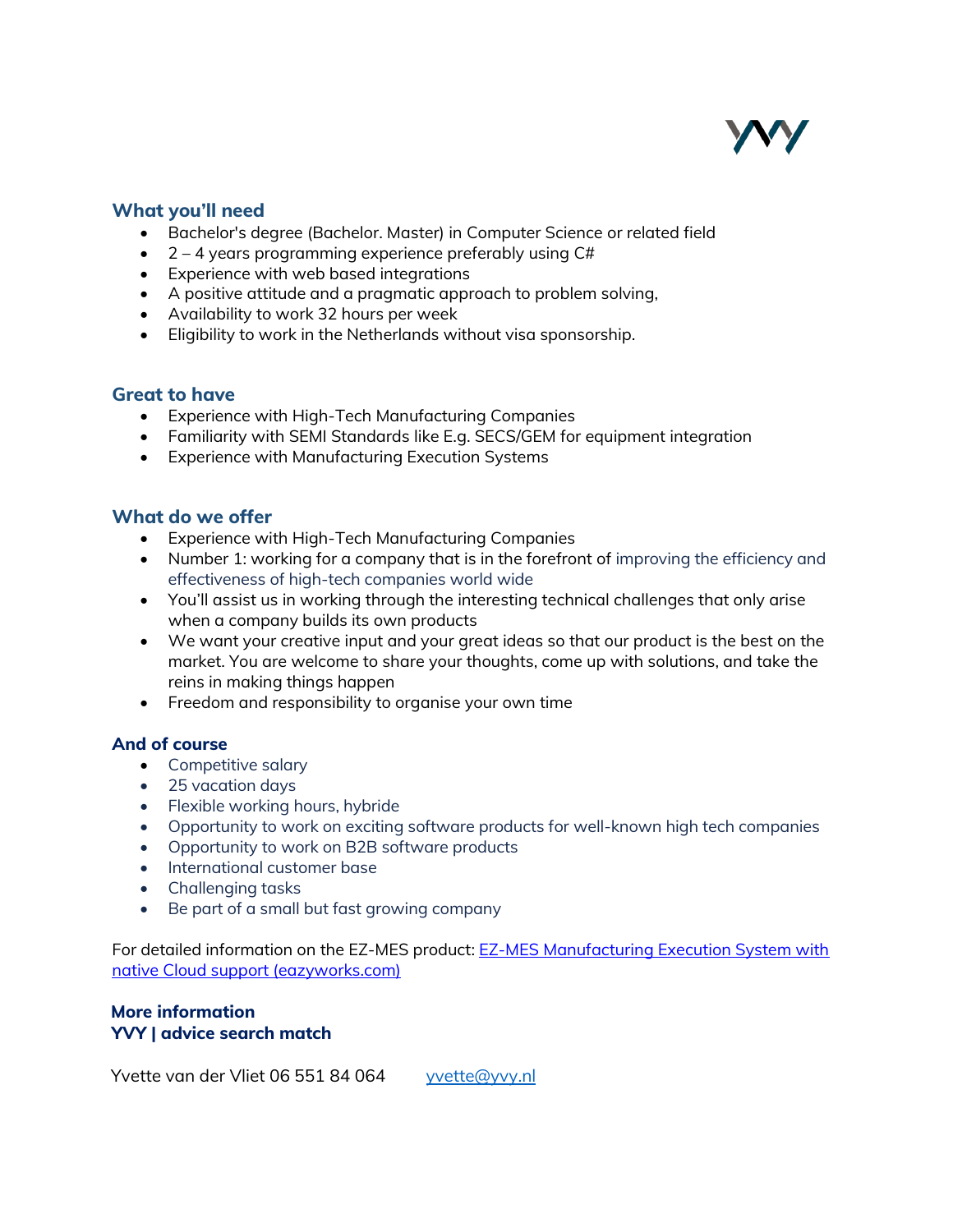## What you'll need

- Bachelor's degree (Bachelor. Master) in Computer Science or related field
- 2 – 4 years programming experience preferably using C#
- Experience with web based integrations
- A positive attitude and a pragmatic approach to problem solving,
- Availability to work 32 hours per week
- Eligibility to work in the Netherlands without visa sponsorship.

## Great to have

- Experience with High-Tech Manufacturing Companies
- Familiarity with SEMI Standards like E.g. SECS/GEM for equipment integration
- Experience with Manufacturing Execution Systems

## What do we offer

- Experience with High-Tech Manufacturing Companies
- Number 1: working for a company that is in the forefront of improving the efficiency and effectiveness of high-tech companies world wide
- You'll assist us in working through the interesting technical challenges that only arise when a company builds its own products
- We want your creative input and your great ideas so that our product is the best on the market. You are welcome to share your thoughts, come up with solutions, and take the reins in making things happen
- Freedom and responsibility to organise your own time

**And of course**

- Competitive salary
- 25 vacation days
- Flexible working hours, hybride
- Opportunity to work on exciting software products for well-known high tech companies
- Opportunity to work on B2B software products
- International customer base
- Challenging tasks
- Be part of a small but fast growing company

For detailed information on the EZ-MES product: [EZ-MES Manufacturing Execution System with native Cloud support (eazyworks.com)](eazyworks.com)

**More information**
**YVY | advice search match**

Yvette van der Vliet 06 551 84 064 [yvette@yvy.nl](mailto:yvette@yvy.nl)